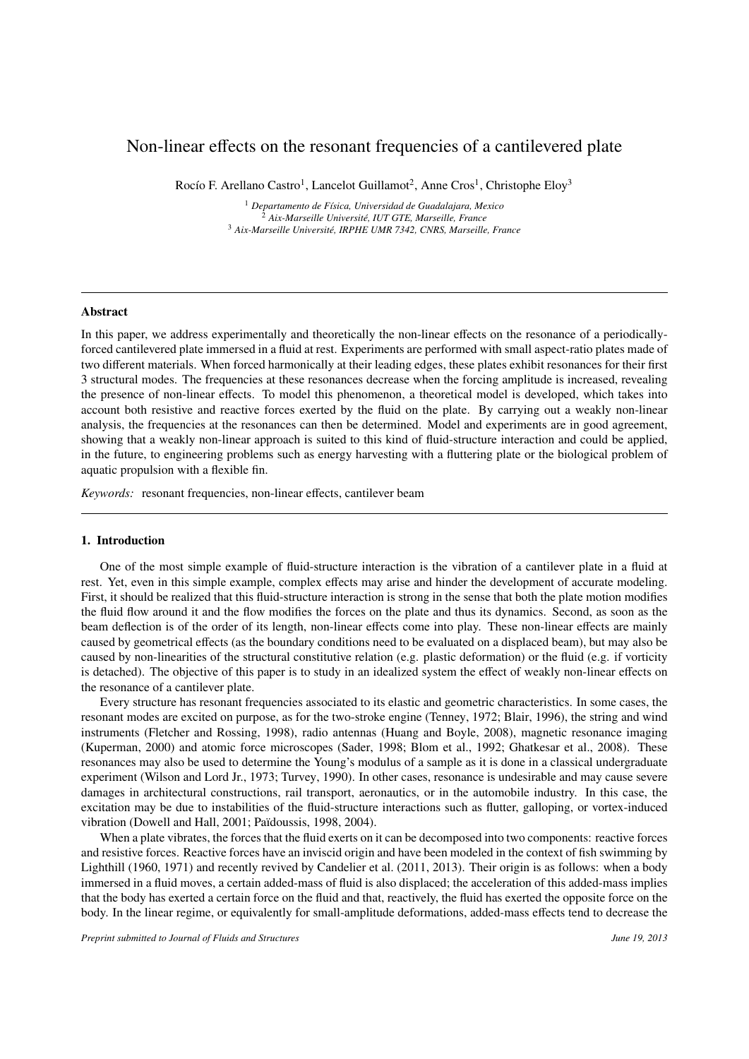# Non-linear effects on the resonant frequencies of a cantilevered plate

Rocío F. Arellano Castro[1], Lancelot Guillamot[2], Anne Cros[1], Christophe Eloy[3]

[1] *Departamento de Física, Universidad de Guadalajara, Mexico*
[2] *Aix-Marseille Université, IUT GTE, Marseille, France*
[3] *Aix-Marseille Université, IRPHE UMR 7342, CNRS, Marseille, France*

---

## Abstract

In this paper, we address experimentally and theoretically the non-linear effects on the resonance of a periodically-forced cantilevered plate immersed in a fluid at rest. Experiments are performed with small aspect-ratio plates made of two different materials. When forced harmonically at their leading edges, these plates exhibit resonances for their first 3 structural modes. The frequencies at these resonances decrease when the forcing amplitude is increased, revealing the presence of non-linear effects. To model this phenomenon, a theoretical model is developed, which takes into account both resistive and reactive forces exerted by the fluid on the plate. By carrying out a weakly non-linear analysis, the frequencies at the resonances can then be determined. Model and experiments are in good agreement, showing that a weakly non-linear approach is suited to this kind of fluid-structure interaction and could be applied, in the future, to engineering problems such as energy harvesting with a fluttering plate or the biological problem of aquatic propulsion with a flexible fin.

*Keywords:* resonant frequencies, non-linear effects, cantilever beam

---

## 1. Introduction

One of the most simple example of fluid-structure interaction is the vibration of a cantilever plate in a fluid at rest. Yet, even in this simple example, complex effects may arise and hinder the development of accurate modeling. First, it should be realized that this fluid-structure interaction is strong in the sense that both the plate motion modifies the fluid flow around it and the flow modifies the forces on the plate and thus its dynamics. Second, as soon as the beam deflection is of the order of its length, non-linear effects come into play. These non-linear effects are mainly caused by geometrical effects (as the boundary conditions need to be evaluated on a displaced beam), but may also be caused by non-linearities of the structural constitutive relation (e.g. plastic deformation) or the fluid (e.g. if vorticity is detached). The objective of this paper is to study in an idealized system the effect of weakly non-linear effects on the resonance of a cantilever plate.

Every structure has resonant frequencies associated to its elastic and geometric characteristics. In some cases, the resonant modes are excited on purpose, as for the two-stroke engine (Tenney, 1972; Blair, 1996), the string and wind instruments (Fletcher and Rossing, 1998), radio antennas (Huang and Boyle, 2008), magnetic resonance imaging (Kuperman, 2000) and atomic force microscopes (Sader, 1998; Blom et al., 1992; Ghatkesar et al., 2008). These resonances may also be used to determine the Young's modulus of a sample as it is done in a classical undergraduate experiment (Wilson and Lord Jr., 1973; Turvey, 1990). In other cases, resonance is undesirable and may cause severe damages in architectural constructions, rail transport, aeronautics, or in the automobile industry. In this case, the excitation may be due to instabilities of the fluid-structure interactions such as flutter, galloping, or vortex-induced vibration (Dowell and Hall, 2001; Païdoussis, 1998, 2004).

When a plate vibrates, the forces that the fluid exerts on it can be decomposed into two components: reactive forces and resistive forces. Reactive forces have an inviscid origin and have been modeled in the context of fish swimming by Lighthill (1960, 1971) and recently revived by Candelier et al. (2011, 2013). Their origin is as follows: when a body immersed in a fluid moves, a certain added-mass of fluid is also displaced; the acceleration of this added-mass implies that the body has exerted a certain force on the fluid and that, reactively, the fluid has exerted the opposite force on the body. In the linear regime, or equivalently for small-amplitude deformations, added-mass effects tend to decrease the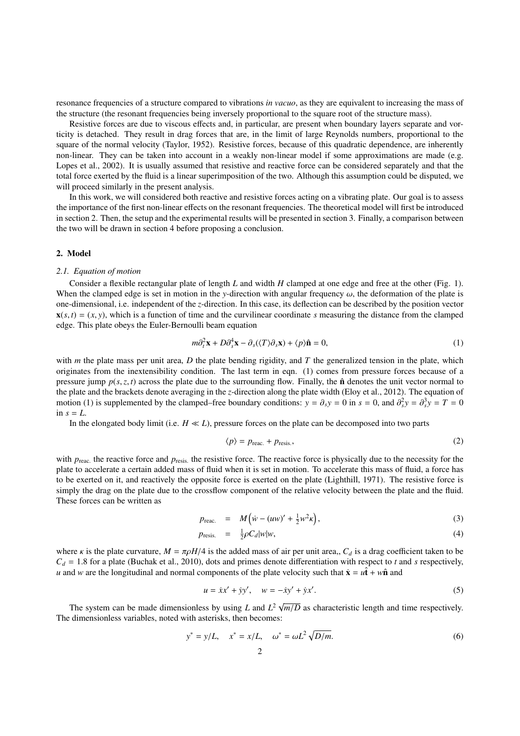resonance frequencies of a structure compared to vibrations *in vacuo*, as they are equivalent to increasing the mass of the structure (the resonant frequencies being inversely proportional to the square root of the structure mass).

Resistive forces are due to viscous effects and, in particular, are present when boundary layers separate and vorticity is detached. They result in drag forces that are, in the limit of large Reynolds numbers, proportional to the square of the normal velocity (Taylor, 1952). Resistive forces, because of this quadratic dependence, are inherently non-linear. They can be taken into account in a weakly non-linear model if some approximations are made (e.g. Lopes et al., 2002). It is usually assumed that resistive and reactive force can be considered separately and that the total force exerted by the fluid is a linear superimposition of the two. Although this assumption could be disputed, we will proceed similarly in the present analysis.

In this work, we will considered both reactive and resistive forces acting on a vibrating plate. Our goal is to assess the importance of the first non-linear effects on the resonant frequencies. The theoretical model will first be introduced in section 2. Then, the setup and the experimental results will be presented in section 3. Finally, a comparison between the two will be drawn in section 4 before proposing a conclusion.

## 2. Model

### 2.1. Equation of motion

Consider a flexible rectangular plate of length $L$ and width $H$ clamped at one edge and free at the other (Fig. 1). When the clamped edge is set in motion in the $y$-direction with angular frequency $\omega$, the deformation of the plate is one-dimensional, i.e. independent of the $z$-direction. In this case, its deflection can be described by the position vector $\mathbf{x}(s,t) = (x, y)$, which is a function of time and the curvilinear coordinate $s$ measuring the distance from the clamped edge. This plate obeys the Euler-Bernoulli beam equation

$$m\partial_t^2 \mathbf{x} + D\partial_s^4 \mathbf{x} - \partial_s(\langle T\rangle \partial_s \mathbf{x}) + \langle p\rangle \hat{\mathbf{n}} = 0, \tag{1}$$

with $m$ the plate mass per unit area, $D$ the plate bending rigidity, and $T$ the generalized tension in the plate, which originates from the inextensibility condition. The last term in eqn. (1) comes from pressure forces because of a pressure jump $p(s, z, t)$ across the plate due to the surrounding flow. Finally, the $\hat{\mathbf{n}}$ denotes the unit vector normal to the plate and the brackets denote averaging in the $z$-direction along the plate width (Eloy et al., 2012). The equation of motion (1) is supplemented by the clamped–free boundary conditions: $y = \partial_s y = 0$ in $s = 0$, and $\partial_s^2 y = \partial_s^3 y = T = 0$ in $s = L$.

In the elongated body limit (i.e. $H \ll L$), pressure forces on the plate can be decomposed into two parts

$$\langle p\rangle = p_{\text{reac.}} + p_{\text{resis.}}, \tag{2}$$

with $p_{\text{reac.}}$ the reactive force and $p_{\text{resis.}}$ the resistive force. The reactive force is physically due to the necessity for the plate to accelerate a certain added mass of fluid when it is set in motion. To accelerate this mass of fluid, a force has to be exerted on it, and reactively the opposite force is exerted on the plate (Lighthill, 1971). The resistive force is simply the drag on the plate due to the crossflow component of the relative velocity between the plate and the fluid. These forces can be written as

$$p_{\text{reac.}} = M\left(\dot{w} - (uw)' + \tfrac{1}{2}w^2\kappa\right), \tag{3}$$

$$p_{\text{resis.}} = \tfrac{1}{2}\rho C_d |w| w, \tag{4}$$

where $\kappa$ is the plate curvature, $M = \pi\rho H/4$ is the added mass of air per unit area,, $C_d$ is a drag coefficient taken to be $C_d = 1.8$ for a plate (Buchak et al., 2010), dots and primes denote differentiation with respect to $t$ and $s$ respectively, $u$ and $w$ are the longitudinal and normal components of the plate velocity such that $\dot{\mathbf{x}} = u\hat{\mathbf{t}} + w\hat{\mathbf{n}}$ and

$$u = \dot{x}x' + \dot{y}y', \quad w = -\dot{x}y' + \dot{y}x'. \tag{5}$$

The system can be made dimensionless by using $L$ and $L^2\sqrt{m/D}$ as characteristic length and time respectively. The dimensionless variables, noted with asterisks, then becomes:

$$y^* = y/L, \quad x^* = x/L, \quad \omega^* = \omega L^2\sqrt{D/m}. \tag{6}$$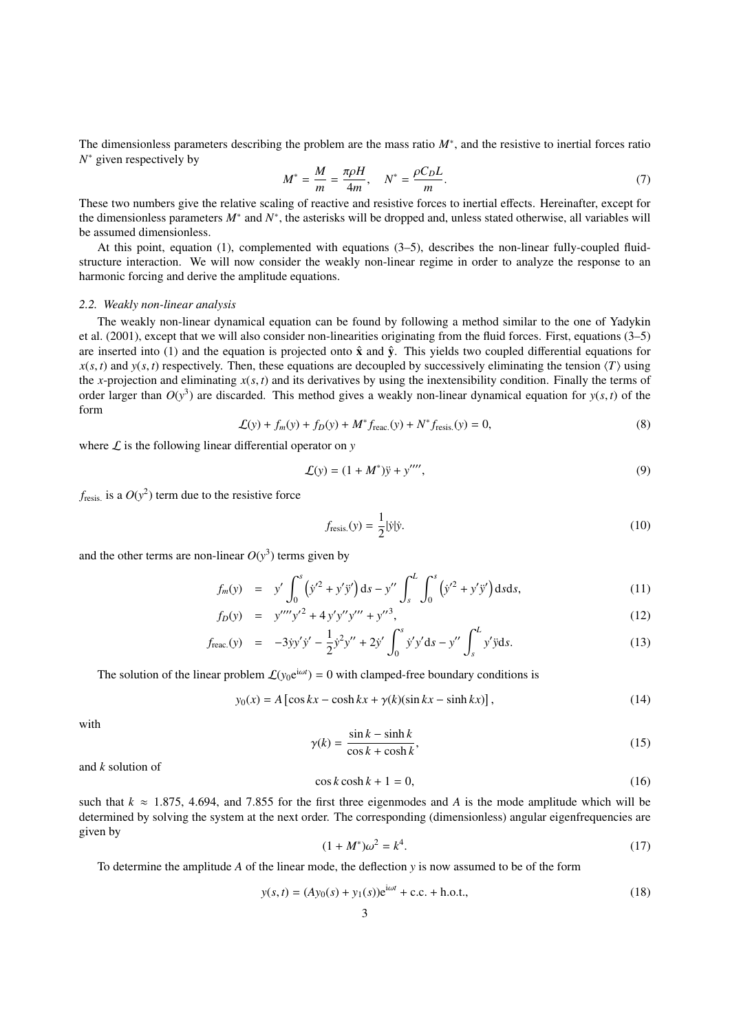The dimensionless parameters describing the problem are the mass ratio $M^*$, and the resistive to inertial forces ratio $N^*$ given respectively by

$$M^* = \frac{M}{m} = \frac{\pi \rho H}{4m}, \quad N^* = \frac{\rho C_D L}{m}. \tag{7}$$

These two numbers give the relative scaling of reactive and resistive forces to inertial effects. Hereinafter, except for the dimensionless parameters $M^*$ and $N^*$, the asterisks will be dropped and, unless stated otherwise, all variables will be assumed dimensionless.

At this point, equation (1), complemented with equations (3–5), describes the non-linear fully-coupled fluid-structure interaction. We will now consider the weakly non-linear regime in order to analyze the response to an harmonic forcing and derive the amplitude equations.

### *2.2. Weakly non-linear analysis*

The weakly non-linear dynamical equation can be found by following a method similar to the one of Yadykin et al. (2001), except that we will also consider non-linearities originating from the fluid forces. First, equations (3–5) are inserted into (1) and the equation is projected onto $\hat{\mathbf{x}}$ and $\hat{\mathbf{y}}$. This yields two coupled differential equations for $x(s,t)$ and $y(s,t)$ respectively. Then, these equations are decoupled by successively eliminating the tension $\langle T \rangle$ using the $x$-projection and eliminating $x(s,t)$ and its derivatives by using the inextensibility condition. Finally the terms of order larger than $O(y^3)$ are discarded. This method gives a weakly non-linear dynamical equation for $y(s,t)$ of the form

$$\mathcal{L}(y) + f_m(y) + f_D(y) + M^* f_{\text{reac.}}(y) + N^* f_{\text{resis.}}(y) = 0, \tag{8}$$

where $\mathcal{L}$ is the following linear differential operator on $y$

$$\mathcal{L}(y) = (1 + M^*)\ddot{y} + y'''', \tag{9}$$

$f_{\text{resis.}}$ is a $O(y^2)$ term due to the resistive force

$$f_{\text{resis.}}(y) = \frac{1}{2}|\dot{y}|\dot{y}. \tag{10}$$

and the other terms are non-linear $O(y^3)$ terms given by

$$f_m(y) = y' \int_0^s \left(\dot{y}'^2 + y'\ddot{y}'\right) \mathrm{d}s - y'' \int_s^L \int_0^s \left(\dot{y}'^2 + y'\ddot{y}'\right) \mathrm{d}s \mathrm{d}s, \tag{11}$$

$$f_D(y) = y''''y'^2 + 4\, y'y''y''' + y''^3, \tag{12}$$

$$f_{\text{reac.}}(y) = -3\dot{y}y'\dot{y}' - \frac{1}{2}\dot{y}^2 y'' + 2\dot{y}' \int_0^s \dot{y}'y' \mathrm{d}s - y'' \int_s^L y'\ddot{y} \mathrm{d}s. \tag{13}$$

The solution of the linear problem $\mathcal{L}(y_0 \mathrm{e}^{\mathrm{i}\omega t}) = 0$ with clamped-free boundary conditions is

$$y_0(x) = A\left[\cos kx - \cosh kx + \gamma(k)(\sin kx - \sinh kx)\right], \tag{14}$$

with

$$\gamma(k) = \frac{\sin k - \sinh k}{\cos k + \cosh k}, \tag{15}$$

and $k$ solution of

$$\cos k \cosh k + 1 = 0, \tag{16}$$

such that $k \approx 1.875$, 4.694, and 7.855 for the first three eigenmodes and $A$ is the mode amplitude which will be determined by solving the system at the next order. The corresponding (dimensionless) angular eigenfrequencies are given by

$$(1 + M^*)\omega^2 = k^4. \tag{17}$$

To determine the amplitude $A$ of the linear mode, the deflection $y$ is now assumed to be of the form

$$y(s,t) = (Ay_0(s) + y_1(s))\mathrm{e}^{\mathrm{i}\omega t} + \text{c.c.} + \text{h.o.t.}, \tag{18}$$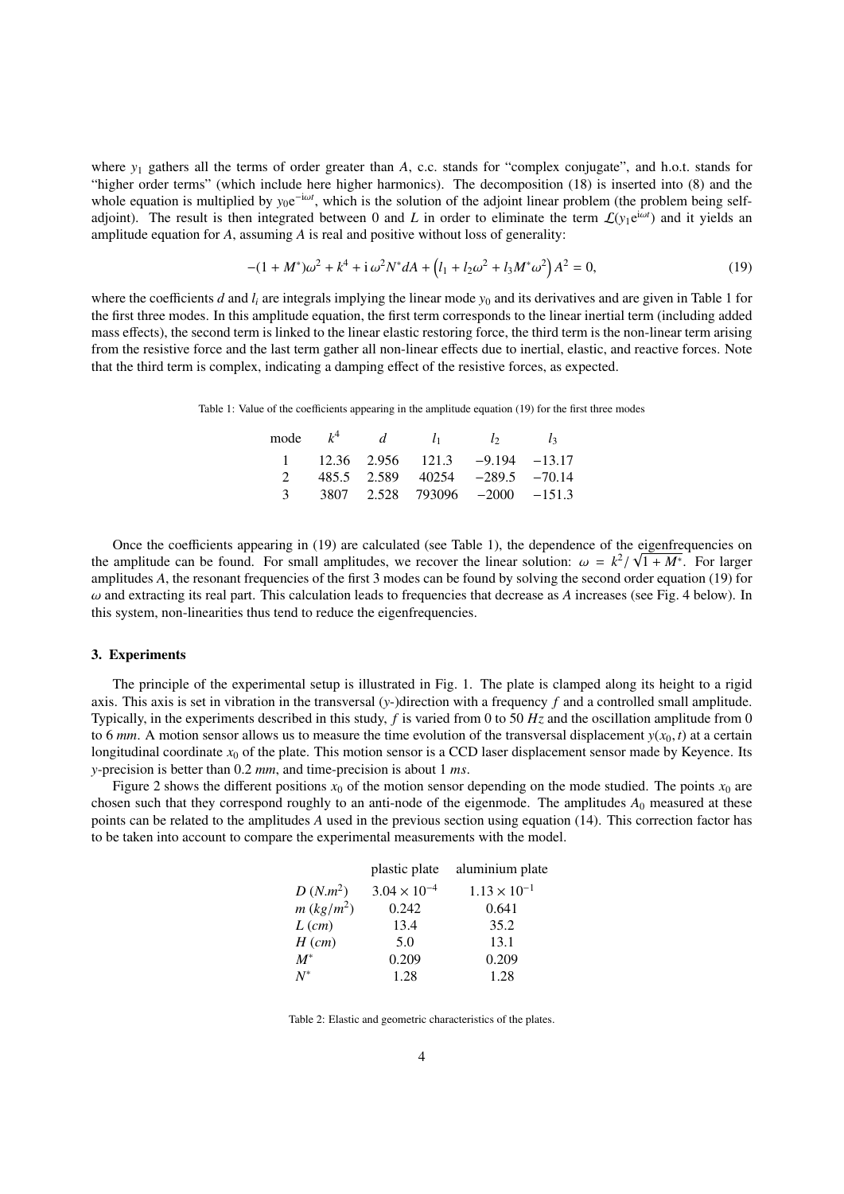where $y_1$ gathers all the terms of order greater than $A$, c.c. stands for "complex conjugate", and h.o.t. stands for "higher order terms" (which include here higher harmonics). The decomposition (18) is inserted into (8) and the whole equation is multiplied by $y_0 e^{-i\omega t}$, which is the solution of the adjoint linear problem (the problem being self-adjoint). The result is then integrated between 0 and $L$ in order to eliminate the term $\mathcal{L}(y_1 e^{i\omega t})$ and it yields an amplitude equation for $A$, assuming $A$ is real and positive without loss of generality:

$$-(1+M^*)\omega^2 + k^4 + i\,\omega^2 N^* dA + \left(l_1 + l_2\omega^2 + l_3 M^* \omega^2\right) A^2 = 0, \tag{19}$$

where the coefficients $d$ and $l_i$ are integrals implying the linear mode $y_0$ and its derivatives and are given in Table 1 for the first three modes. In this amplitude equation, the first term corresponds to the linear inertial term (including added mass effects), the second term is linked to the linear elastic restoring force, the third term is the non-linear term arising from the resistive force and the last term gather all non-linear effects due to inertial, elastic, and reactive forces. Note that the third term is complex, indicating a damping effect of the resistive forces, as expected.

Table 1: Value of the coefficients appearing in the amplitude equation (19) for the first three modes

| mode | $k^4$ | $d$ | $l_1$ | $l_2$ | $l_3$ |
|---|---|---|---|---|---|
| 1 | 12.36 | 2.956 | 121.3 | −9.194 | −13.17 |
| 2 | 485.5 | 2.589 | 40254 | −289.5 | −70.14 |
| 3 | 3807 | 2.528 | 793096 | −2000 | −151.3 |

Once the coefficients appearing in (19) are calculated (see Table 1), the dependence of the eigenfrequencies on the amplitude can be found. For small amplitudes, we recover the linear solution: $\omega = k^2/\sqrt{1+M^*}$. For larger amplitudes $A$, the resonant frequencies of the first 3 modes can be found by solving the second order equation (19) for $\omega$ and extracting its real part. This calculation leads to frequencies that decrease as $A$ increases (see Fig. 4 below). In this system, non-linearities thus tend to reduce the eigenfrequencies.

## 3. Experiments

The principle of the experimental setup is illustrated in Fig. 1. The plate is clamped along its height to a rigid axis. This axis is set in vibration in the transversal ($y$-)direction with a frequency $f$ and a controlled small amplitude. Typically, in the experiments described in this study, $f$ is varied from 0 to 50 $Hz$ and the oscillation amplitude from 0 to 6 $mm$. A motion sensor allows us to measure the time evolution of the transversal displacement $y(x_0, t)$ at a certain longitudinal coordinate $x_0$ of the plate. This motion sensor is a CCD laser displacement sensor made by Keyence. Its $y$-precision is better than 0.2 $mm$, and time-precision is about 1 $ms$.

Figure 2 shows the different positions $x_0$ of the motion sensor depending on the mode studied. The points $x_0$ are chosen such that they correspond roughly to an anti-node of the eigenmode. The amplitudes $A_0$ measured at these points can be related to the amplitudes $A$ used in the previous section using equation (14). This correction factor has to be taken into account to compare the experimental measurements with the model.

| | plastic plate | aluminium plate |
|---|---|---|
| $D$ ($N.m^2$) | $3.04 \times 10^{-4}$ | $1.13 \times 10^{-1}$ |
| $m$ ($kg/m^2$) | 0.242 | 0.641 |
| $L$ ($cm$) | 13.4 | 35.2 |
| $H$ ($cm$) | 5.0 | 13.1 |
| $M^*$ | 0.209 | 0.209 |
| $N^*$ | 1.28 | 1.28 |

Table 2: Elastic and geometric characteristics of the plates.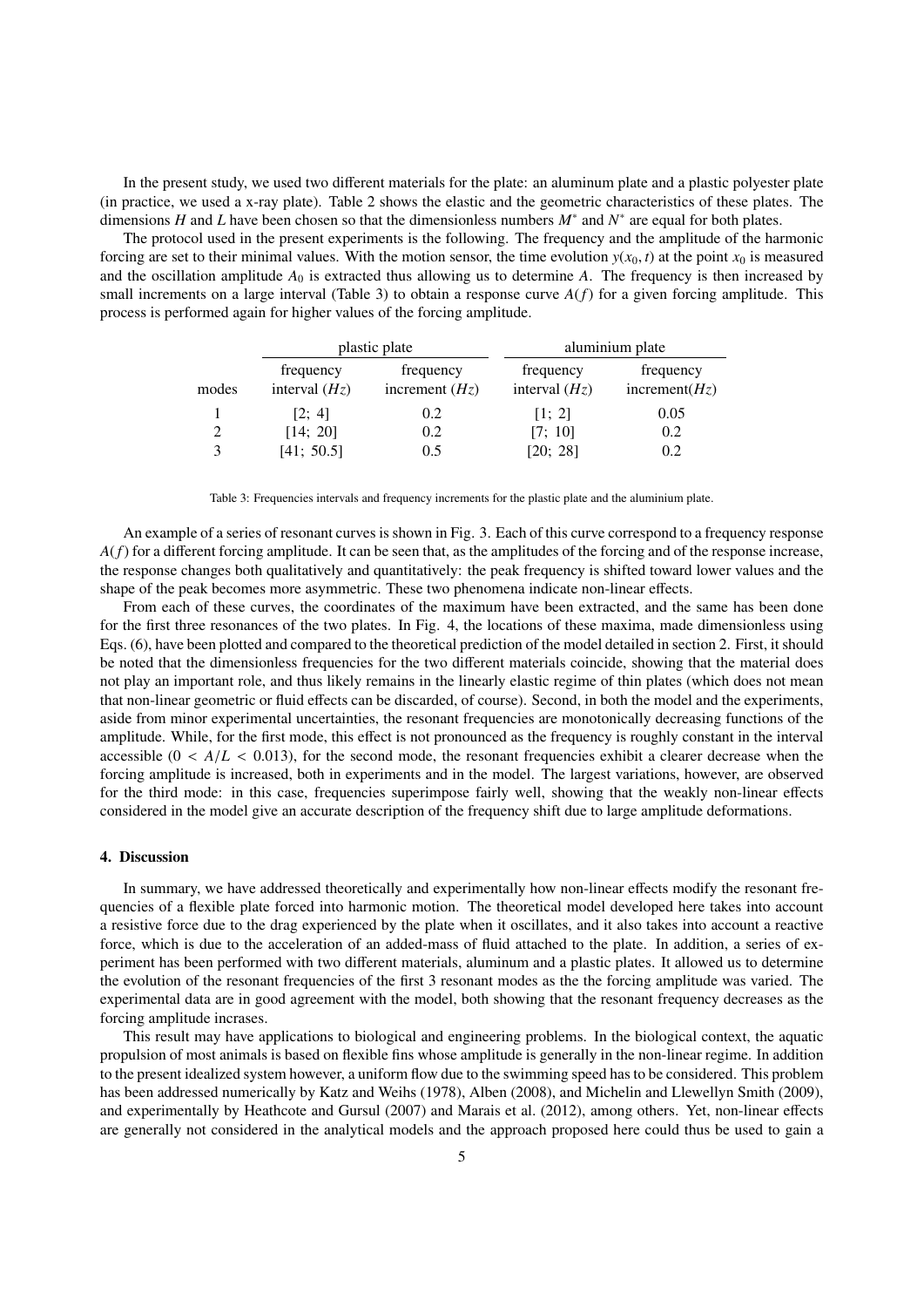In the present study, we used two different materials for the plate: an aluminum plate and a plastic polyester plate (in practice, we used a x-ray plate). Table 2 shows the elastic and the geometric characteristics of these plates. The dimensions $H$ and $L$ have been chosen so that the dimensionless numbers $M^*$ and $N^*$ are equal for both plates.

The protocol used in the present experiments is the following. The frequency and the amplitude of the harmonic forcing are set to their minimal values. With the motion sensor, the time evolution $y(x_0, t)$ at the point $x_0$ is measured and the oscillation amplitude $A_0$ is extracted thus allowing us to determine $A$. The frequency is then increased by small increments on a large interval (Table 3) to obtain a response curve $A(f)$ for a given forcing amplitude. This process is performed again for higher values of the forcing amplitude.

| | plastic plate | | aluminium plate | |
|---|---|---|---|---|
| modes | frequency interval ($Hz$) | frequency increment ($Hz$) | frequency interval ($Hz$) | frequency increment($Hz$) |
| 1 | [2; 4] | 0.2 | [1; 2] | 0.05 |
| 2 | [14; 20] | 0.2 | [7; 10] | 0.2 |
| 3 | [41; 50.5] | 0.5 | [20; 28] | 0.2 |

Table 3: Frequencies intervals and frequency increments for the plastic plate and the aluminium plate.

An example of a series of resonant curves is shown in Fig. 3. Each of this curve correspond to a frequency response $A(f)$ for a different forcing amplitude. It can be seen that, as the amplitudes of the forcing and of the response increase, the response changes both qualitatively and quantitatively: the peak frequency is shifted toward lower values and the shape of the peak becomes more asymmetric. These two phenomena indicate non-linear effects.

From each of these curves, the coordinates of the maximum have been extracted, and the same has been done for the first three resonances of the two plates. In Fig. 4, the locations of these maxima, made dimensionless using Eqs. (6), have been plotted and compared to the theoretical prediction of the model detailed in section 2. First, it should be noted that the dimensionless frequencies for the two different materials coincide, showing that the material does not play an important role, and thus likely remains in the linearly elastic regime of thin plates (which does not mean that non-linear geometric or fluid effects can be discarded, of course). Second, in both the model and the experiments, aside from minor experimental uncertainties, the resonant frequencies are monotonically decreasing functions of the amplitude. While, for the first mode, this effect is not pronounced as the frequency is roughly constant in the interval accessible ($0 < A/L < 0.013$), for the second mode, the resonant frequencies exhibit a clearer decrease when the forcing amplitude is increased, both in experiments and in the model. The largest variations, however, are observed for the third mode: in this case, frequencies superimpose fairly well, showing that the weakly non-linear effects considered in the model give an accurate description of the frequency shift due to large amplitude deformations.

### 4. Discussion

In summary, we have addressed theoretically and experimentally how non-linear effects modify the resonant frequencies of a flexible plate forced into harmonic motion. The theoretical model developed here takes into account a resistive force due to the drag experienced by the plate when it oscillates, and it also takes into account a reactive force, which is due to the acceleration of an added-mass of fluid attached to the plate. In addition, a series of experiment has been performed with two different materials, aluminum and a plastic plates. It allowed us to determine the evolution of the resonant frequencies of the first 3 resonant modes as the the forcing amplitude was varied. The experimental data are in good agreement with the model, both showing that the resonant frequency decreases as the forcing amplitude incrases.

This result may have applications to biological and engineering problems. In the biological context, the aquatic propulsion of most animals is based on flexible fins whose amplitude is generally in the non-linear regime. In addition to the present idealized system however, a uniform flow due to the swimming speed has to be considered. This problem has been addressed numerically by Katz and Weihs (1978), Alben (2008), and Michelin and Llewellyn Smith (2009), and experimentally by Heathcote and Gursul (2007) and Marais et al. (2012), among others. Yet, non-linear effects are generally not considered in the analytical models and the approach proposed here could thus be used to gain a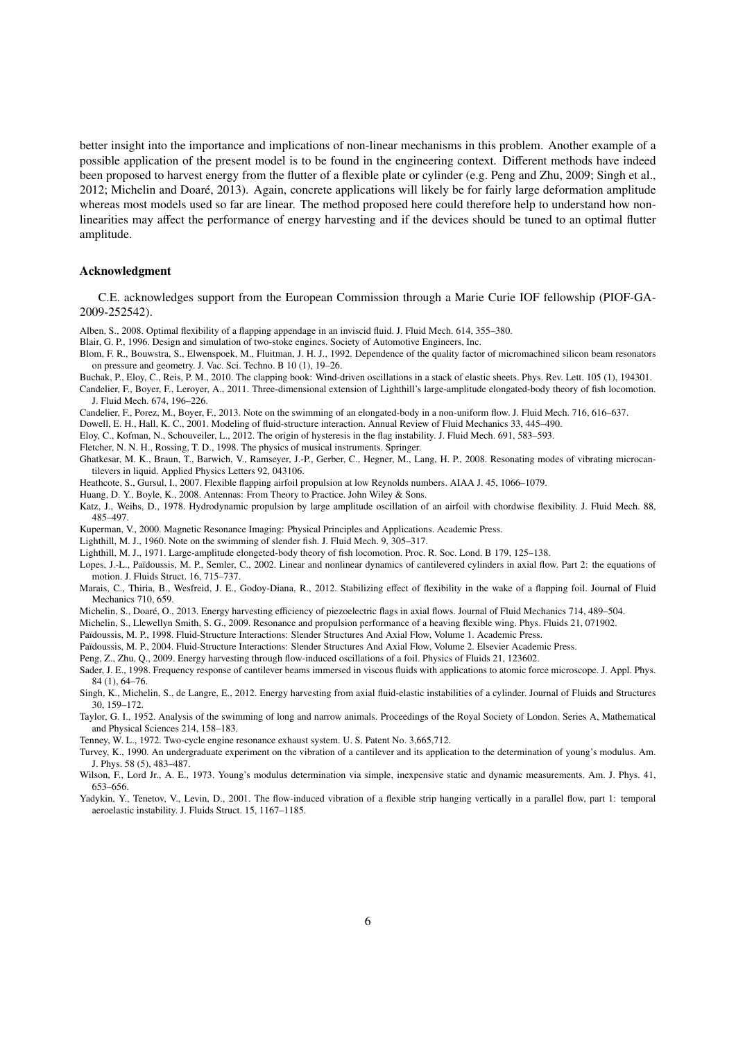better insight into the importance and implications of non-linear mechanisms in this problem. Another example of a possible application of the present model is to be found in the engineering context. Different methods have indeed been proposed to harvest energy from the flutter of a flexible plate or cylinder (e.g. Peng and Zhu, 2009; Singh et al., 2012; Michelin and Doaré, 2013). Again, concrete applications will likely be for fairly large deformation amplitude whereas most models used so far are linear. The method proposed here could therefore help to understand how non-linearities may affect the performance of energy harvesting and if the devices should be tuned to an optimal flutter amplitude.

### Acknowledgment

C.E. acknowledges support from the European Commission through a Marie Curie IOF fellowship (PIOF-GA-2009-252542).

Alben, S., 2008. Optimal flexibility of a flapping appendage in an inviscid fluid. J. Fluid Mech. 614, 355–380.

Blair, G. P., 1996. Design and simulation of two-stoke engines. Society of Automotive Engineers, Inc.

Blom, F. R., Bouwstra, S., Elwenspoek, M., Fluitman, J. H. J., 1992. Dependence of the quality factor of micromachined silicon beam resonators on pressure and geometry. J. Vac. Sci. Techno. B 10 (1), 19–26.

Buchak, P., Eloy, C., Reis, P. M., 2010. The clapping book: Wind-driven oscillations in a stack of elastic sheets. Phys. Rev. Lett. 105 (1), 194301.

Candelier, F., Boyer, F., Leroyer, A., 2011. Three-dimensional extension of Lighthill's large-amplitude elongated-body theory of fish locomotion. J. Fluid Mech. 674, 196–226.

Candelier, F., Porez, M., Boyer, F., 2013. Note on the swimming of an elongated-body in a non-uniform flow. J. Fluid Mech. 716, 616–637.

Dowell, E. H., Hall, K. C., 2001. Modeling of fluid-structure interaction. Annual Review of Fluid Mechanics 33, 445–490.

Eloy, C., Kofman, N., Schouveiler, L., 2012. The origin of hysteresis in the flag instability. J. Fluid Mech. 691, 583–593.

Fletcher, N. N. H., Rossing, T. D., 1998. The physics of musical instruments. Springer.

Ghatkesar, M. K., Braun, T., Barwich, V., Ramseyer, J.-P., Gerber, C., Hegner, M., Lang, H. P., 2008. Resonating modes of vibrating microcantilevers in liquid. Applied Physics Letters 92, 043106.

Heathcote, S., Gursul, I., 2007. Flexible flapping airfoil propulsion at low Reynolds numbers. AIAA J. 45, 1066–1079.

Huang, D. Y., Boyle, K., 2008. Antennas: From Theory to Practice. John Wiley & Sons.

Katz, J., Weihs, D., 1978. Hydrodynamic propulsion by large amplitude oscillation of an airfoil with chordwise flexibility. J. Fluid Mech. 88, 485–497.

Kuperman, V., 2000. Magnetic Resonance Imaging: Physical Principles and Applications. Academic Press.

Lighthill, M. J., 1960. Note on the swimming of slender fish. J. Fluid Mech. 9, 305–317.

Lighthill, M. J., 1971. Large-amplitude elongeted-body theory of fish locomotion. Proc. R. Soc. Lond. B 179, 125–138.

Lopes, J.-L., Païdoussis, M. P., Semler, C., 2002. Linear and nonlinear dynamics of cantilevered cylinders in axial flow. Part 2: the equations of motion. J. Fluids Struct. 16, 715–737.

Marais, C., Thiria, B., Wesfreid, J. E., Godoy-Diana, R., 2012. Stabilizing effect of flexibility in the wake of a flapping foil. Journal of Fluid Mechanics 710, 659.

Michelin, S., Doaré, O., 2013. Energy harvesting efficiency of piezoelectric flags in axial flows. Journal of Fluid Mechanics 714, 489–504.

Michelin, S., Llewellyn Smith, S. G., 2009. Resonance and propulsion performance of a heaving flexible wing. Phys. Fluids 21, 071902.

Païdoussis, M. P., 1998. Fluid-Structure Interactions: Slender Structures And Axial Flow, Volume 1. Academic Press.

Païdoussis, M. P., 2004. Fluid-Structure Interactions: Slender Structures And Axial Flow, Volume 2. Elsevier Academic Press.

Peng, Z., Zhu, Q., 2009. Energy harvesting through flow-induced oscillations of a foil. Physics of Fluids 21, 123602.

Sader, J. E., 1998. Frequency response of cantilever beams immersed in viscous fluids with applications to atomic force microscope. J. Appl. Phys. 84 (1), 64–76.

Singh, K., Michelin, S., de Langre, E., 2012. Energy harvesting from axial fluid-elastic instabilities of a cylinder. Journal of Fluids and Structures 30, 159–172.

Taylor, G. I., 1952. Analysis of the swimming of long and narrow animals. Proceedings of the Royal Society of London. Series A, Mathematical and Physical Sciences 214, 158–183.

Tenney, W. L., 1972. Two-cycle engine resonance exhaust system. U. S. Patent No. 3,665,712.

Turvey, K., 1990. An undergraduate experiment on the vibration of a cantilever and its application to the determination of young's modulus. Am. J. Phys. 58 (5), 483–487.

Wilson, F., Lord Jr., A. E., 1973. Young's modulus determination via simple, inexpensive static and dynamic measurements. Am. J. Phys. 41, 653–656.

Yadykin, Y., Tenetov, V., Levin, D., 2001. The flow-induced vibration of a flexible strip hanging vertically in a parallel flow, part 1: temporal aeroelastic instability. J. Fluids Struct. 15, 1167–1185.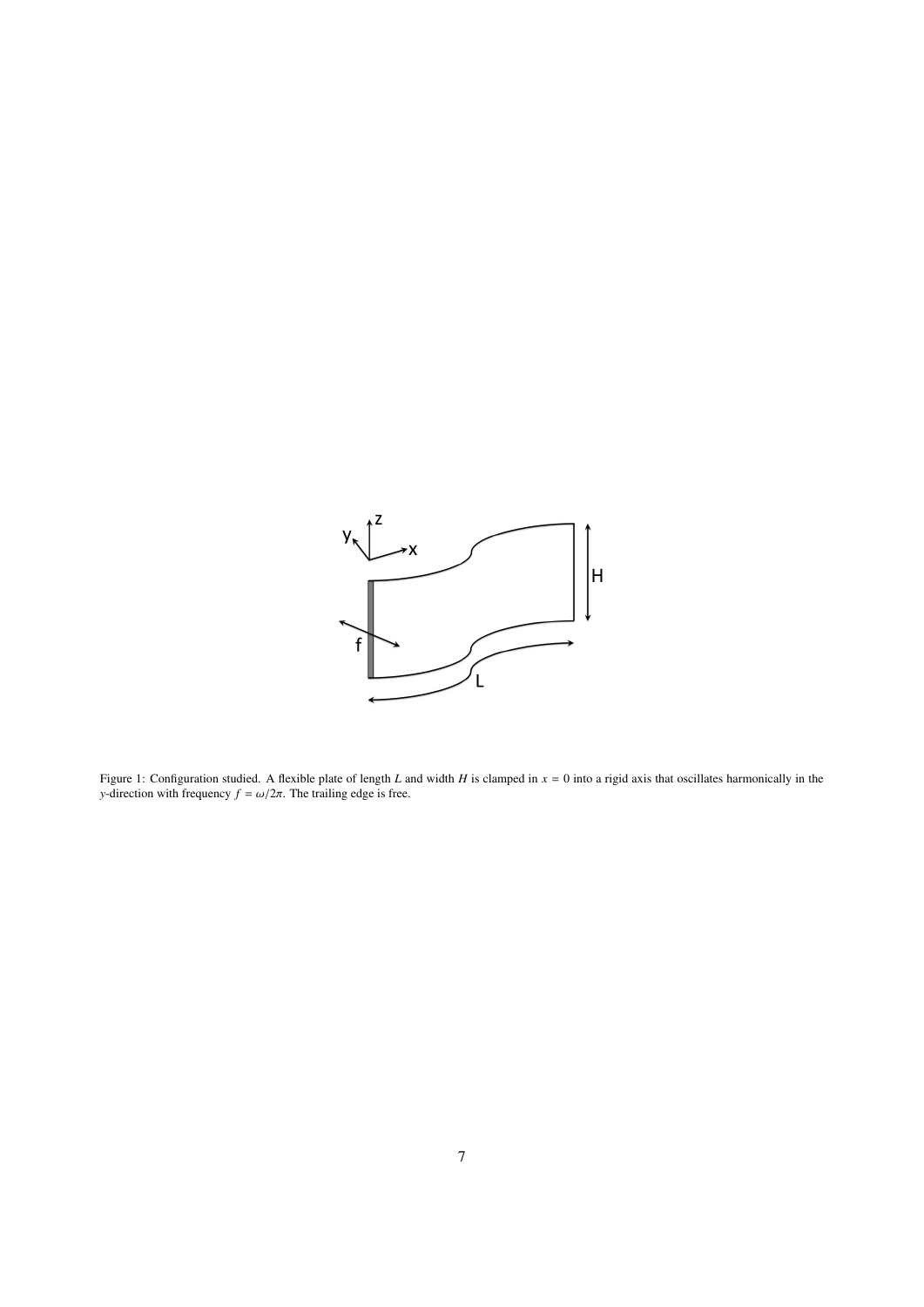Figure 1: Configuration studied. A flexible plate of length $L$ and width $H$ is clamped in $x = 0$ into a rigid axis that oscillates harmonically in the $y$-direction with frequency $f = \omega/2\pi$. The trailing edge is free.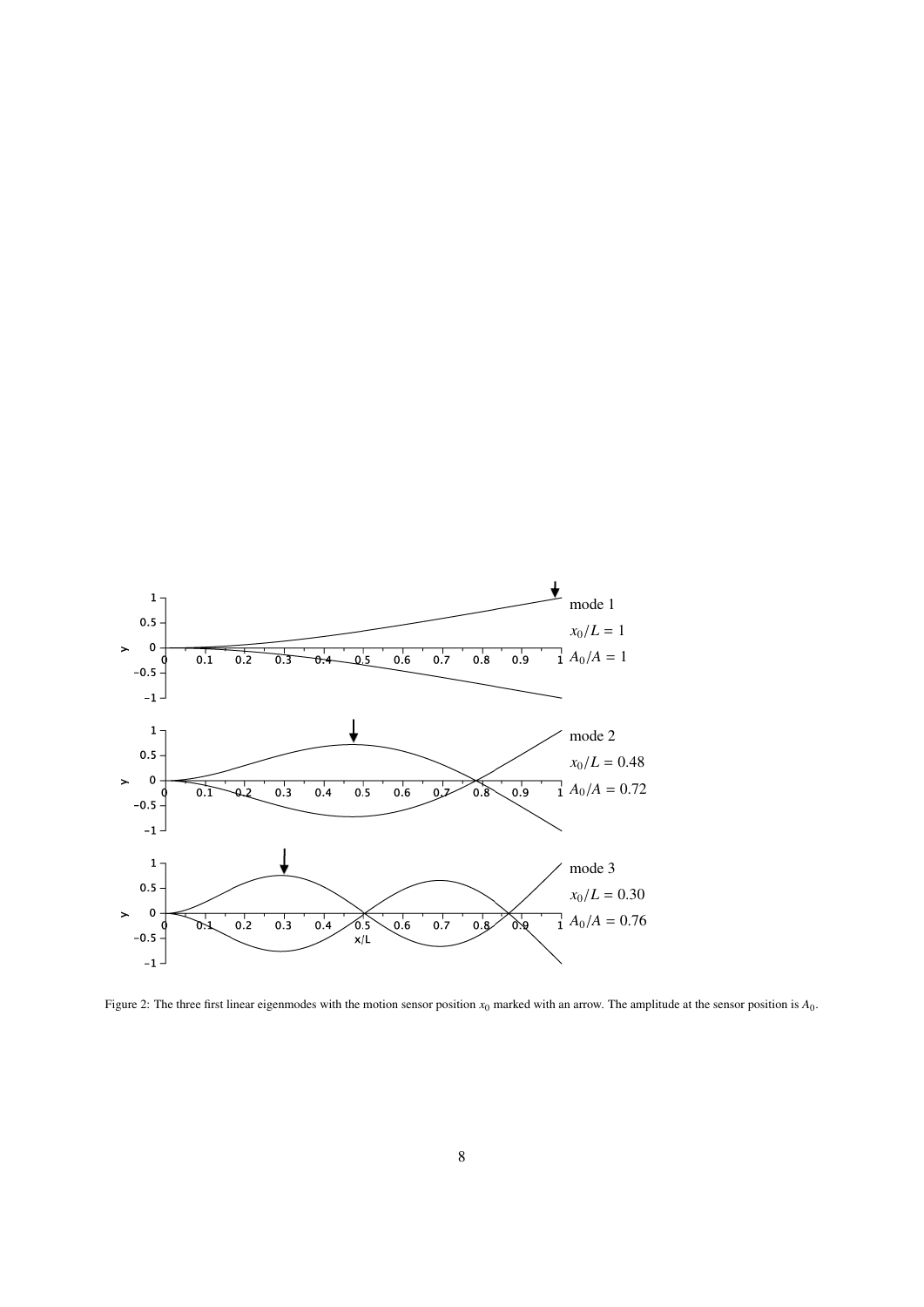Figure 2: The three first linear eigenmodes with the motion sensor position $x_0$ marked with an arrow. The amplitude at the sensor position is $A_0$.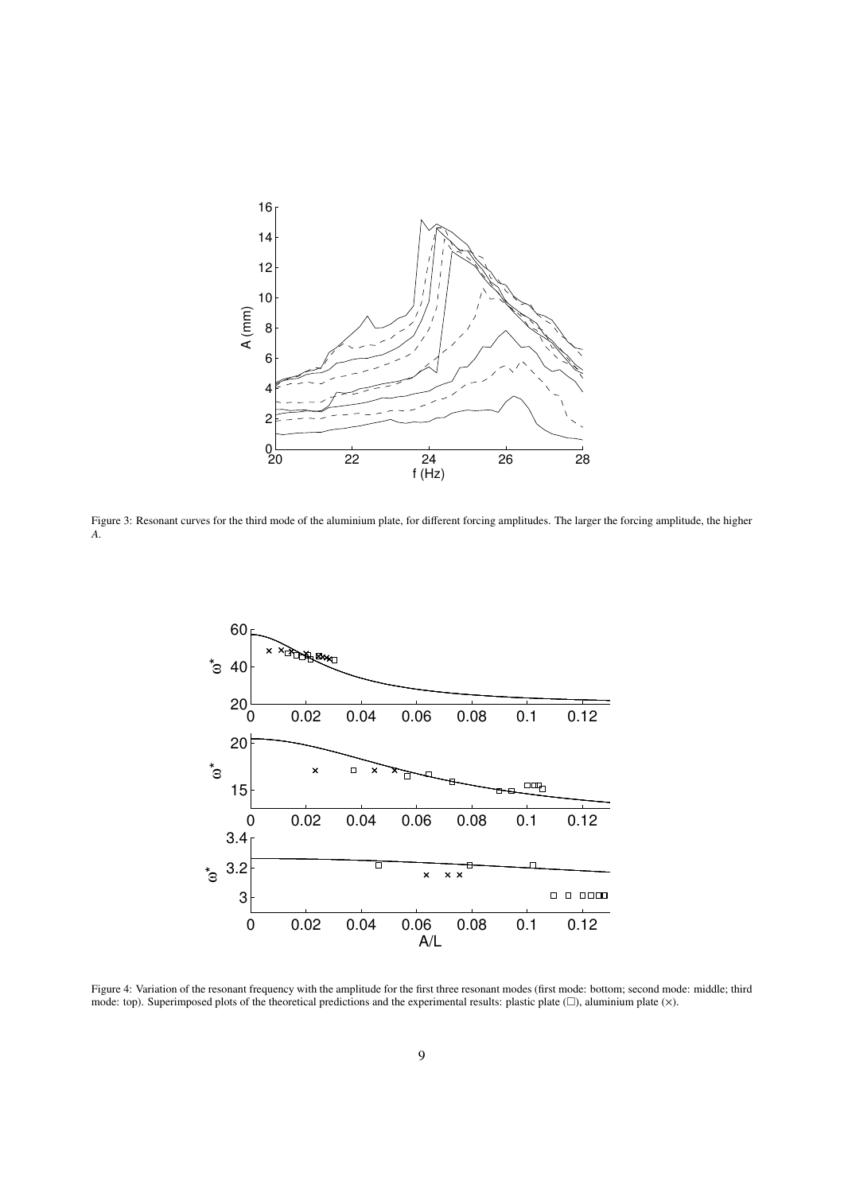16
14
12
10
8
6
4
2
0
A (mm)
20
22
24
26
28
f (Hz)

Figure 3: Resonant curves for the third mode of the aluminium plate, for different forcing amplitudes. The larger the forcing amplitude, the higher $A$.

60
$\omega^*$ 40
20
0
0.02
0.04
0.06
0.08
0.1
0.12

20
$\omega^*$
15
0
0.02
0.04
0.06
0.08
0.1
0.12

3.4
$\omega^*$ 3.2
3
0
0.02
0.04
0.06
0.08
0.1
0.12
A/L

Figure 4: Variation of the resonant frequency with the amplitude for the first three resonant modes (first mode: bottom; second mode: middle; third mode: top). Superimposed plots of the theoretical predictions and the experimental results: plastic plate (□), aluminium plate (×).